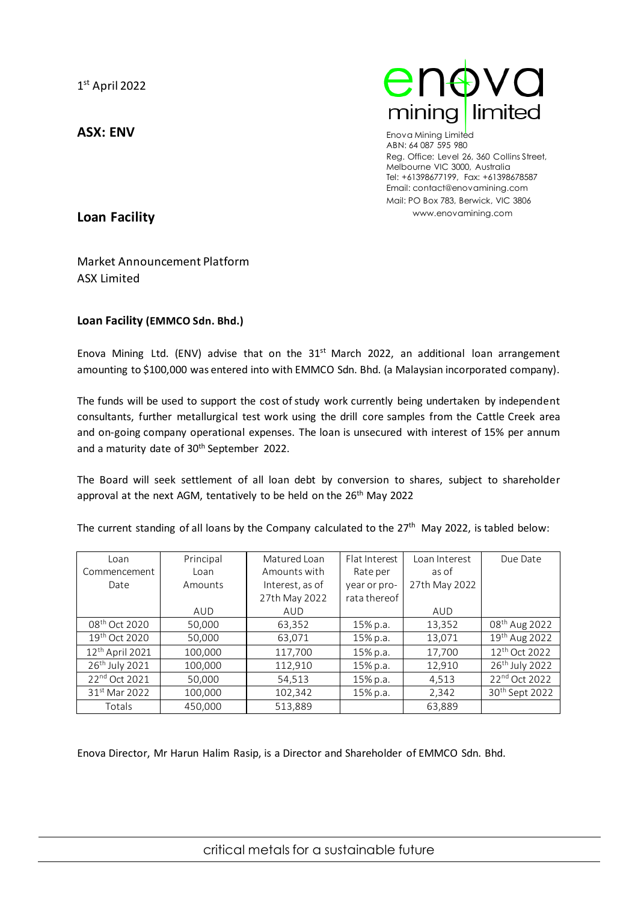1st April 2022

**ASX: ENV**

Enova Mining Limited
ABN: 64 087 595 980
Reg. Office: Level 26, 360 Collins Street, Melbourne VIC 3000, Australia
Tel: +61398677199, Fax: +61398678587
Email: contact@enovamining.com
Mail: PO Box 783, Berwick, VIC 3806
www.enovamining.com

## Loan Facility

Market Announcement Platform
ASX Limited

**Loan Facility (EMMCO Sdn. Bhd.)**

Enova Mining Ltd. (ENV) advise that on the 31st March 2022, an additional loan arrangement amounting to $100,000 was entered into with EMMCO Sdn. Bhd. (a Malaysian incorporated company).

The funds will be used to support the cost of study work currently being undertaken by independent consultants, further metallurgical test work using the drill core samples from the Cattle Creek area and on-going company operational expenses. The loan is unsecured with interest of 15% per annum and a maturity date of 30th September 2022.

The Board will seek settlement of all loan debt by conversion to shares, subject to shareholder approval at the next AGM, tentatively to be held on the 26th May 2022

The current standing of all loans by the Company calculated to the 27th May 2022, is tabled below:

| Loan Commencement Date | Principal Loan Amounts AUD | Matured Loan Amounts with Interest, as of 27th May 2022 AUD | Flat Interest Rate per year or pro-rata thereof | Loan Interest as of 27th May 2022 AUD | Due Date |
|---|---|---|---|---|---|
| 08th Oct 2020 | 50,000 | 63,352 | 15% p.a. | 13,352 | 08th Aug 2022 |
| 19th Oct 2020 | 50,000 | 63,071 | 15% p.a. | 13,071 | 19th Aug 2022 |
| 12th April 2021 | 100,000 | 117,700 | 15% p.a. | 17,700 | 12th Oct 2022 |
| 26th July 2021 | 100,000 | 112,910 | 15% p.a. | 12,910 | 26th July 2022 |
| 22nd Oct 2021 | 50,000 | 54,513 | 15% p.a. | 4,513 | 22nd Oct 2022 |
| 31st Mar 2022 | 100,000 | 102,342 | 15% p.a. | 2,342 | 30th Sept 2022 |
| Totals | 450,000 | 513,889 | | 63,889 | |

Enova Director, Mr Harun Halim Rasip, is a Director and Shareholder of EMMCO Sdn. Bhd.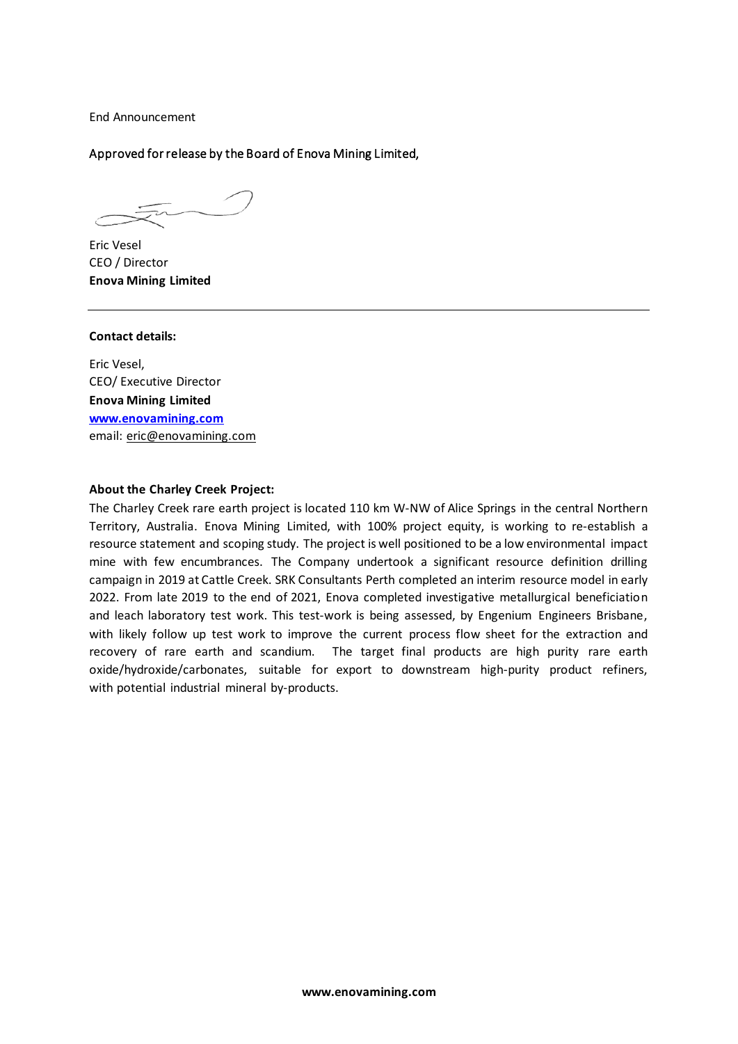End Announcement

Approved for release by the Board of Enova Mining Limited,

Eric Vesel
CEO / Director
**Enova Mining Limited**

---

**Contact details:**

Eric Vesel,
CEO/ Executive Director
**Enova Mining Limited**
**www.enovamining.com**
email: eric@enovamining.com

**About the Charley Creek Project:**

The Charley Creek rare earth project is located 110 km W-NW of Alice Springs in the central Northern Territory, Australia. Enova Mining Limited, with 100% project equity, is working to re-establish a resource statement and scoping study. The project is well positioned to be a low environmental impact mine with few encumbrances. The Company undertook a significant resource definition drilling campaign in 2019 at Cattle Creek. SRK Consultants Perth completed an interim resource model in early 2022. From late 2019 to the end of 2021, Enova completed investigative metallurgical beneficiation and leach laboratory test work. This test-work is being assessed, by Engenium Engineers Brisbane, with likely follow up test work to improve the current process flow sheet for the extraction and recovery of rare earth and scandium. The target final products are high purity rare earth oxide/hydroxide/carbonates, suitable for export to downstream high-purity product refiners, with potential industrial mineral by-products.